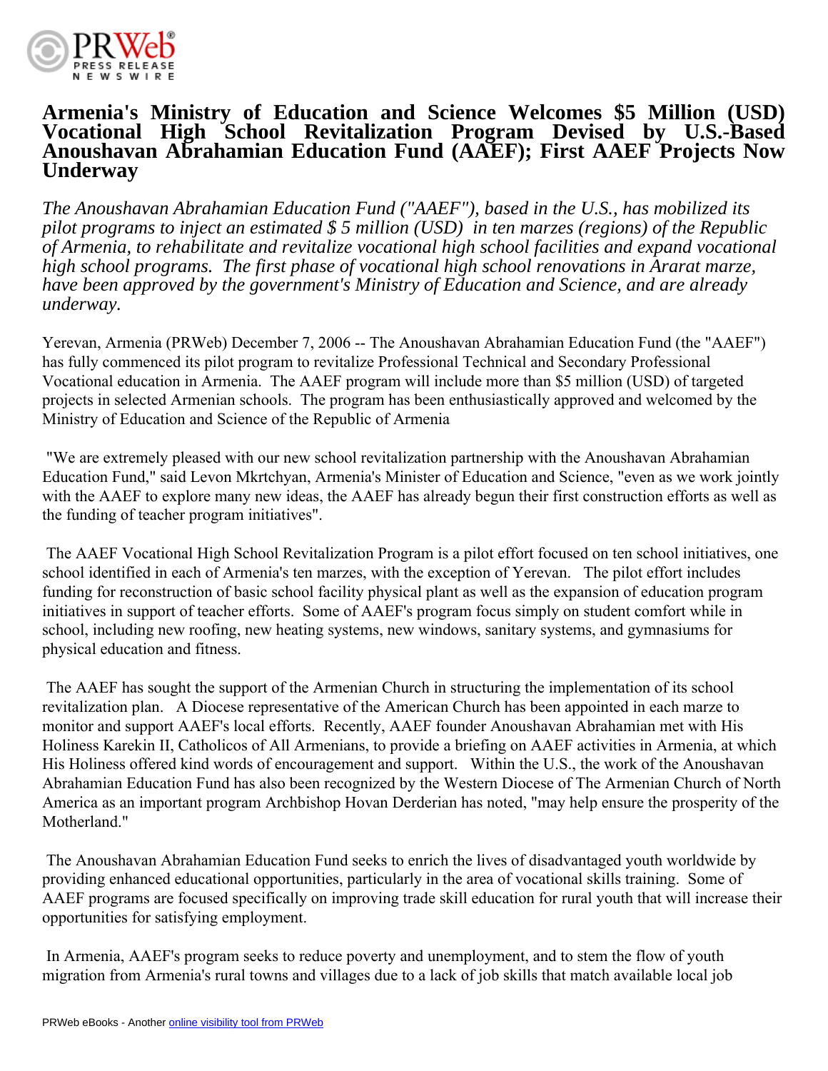# Armenia's Ministry of Education and Science Welcomes $5 Million (USD) Vocational High School Revitalization Program Devised by U.S.-Based Anoushavan Abrahamian Education Fund (AAEF); First AAEF Projects Now Underway

*The Anoushavan Abrahamian Education Fund ("AAEF"), based in the U.S., has mobilized its pilot programs to inject an estimated $ 5 million (USD) in ten marzes (regions) of the Republic of Armenia, to rehabilitate and revitalize vocational high school facilities and expand vocational high school programs. The first phase of vocational high school renovations in Ararat marze, have been approved by the government's Ministry of Education and Science, and are already underway.*

Yerevan, Armenia (PRWeb) December 7, 2006 -- The Anoushavan Abrahamian Education Fund (the "AAEF") has fully commenced its pilot program to revitalize Professional Technical and Secondary Professional Vocational education in Armenia. The AAEF program will include more than $5 million (USD) of targeted projects in selected Armenian schools. The program has been enthusiastically approved and welcomed by the Ministry of Education and Science of the Republic of Armenia

"We are extremely pleased with our new school revitalization partnership with the Anoushavan Abrahamian Education Fund," said Levon Mkrtchyan, Armenia's Minister of Education and Science, "even as we work jointly with the AAEF to explore many new ideas, the AAEF has already begun their first construction efforts as well as the funding of teacher program initiatives".

The AAEF Vocational High School Revitalization Program is a pilot effort focused on ten school initiatives, one school identified in each of Armenia's ten marzes, with the exception of Yerevan. The pilot effort includes funding for reconstruction of basic school facility physical plant as well as the expansion of education program initiatives in support of teacher efforts. Some of AAEF's program focus simply on student comfort while in school, including new roofing, new heating systems, new windows, sanitary systems, and gymnasiums for physical education and fitness.

The AAEF has sought the support of the Armenian Church in structuring the implementation of its school revitalization plan. A Diocese representative of the American Church has been appointed in each marze to monitor and support AAEF's local efforts. Recently, AAEF founder Anoushavan Abrahamian met with His Holiness Karekin II, Catholicos of All Armenians, to provide a briefing on AAEF activities in Armenia, at which His Holiness offered kind words of encouragement and support. Within the U.S., the work of the Anoushavan Abrahamian Education Fund has also been recognized by the Western Diocese of The Armenian Church of North America as an important program Archbishop Hovan Derderian has noted, "may help ensure the prosperity of the Motherland."

The Anoushavan Abrahamian Education Fund seeks to enrich the lives of disadvantaged youth worldwide by providing enhanced educational opportunities, particularly in the area of vocational skills training. Some of AAEF programs are focused specifically on improving trade skill education for rural youth that will increase their opportunities for satisfying employment.

In Armenia, AAEF's program seeks to reduce poverty and unemployment, and to stem the flow of youth migration from Armenia's rural towns and villages due to a lack of job skills that match available local job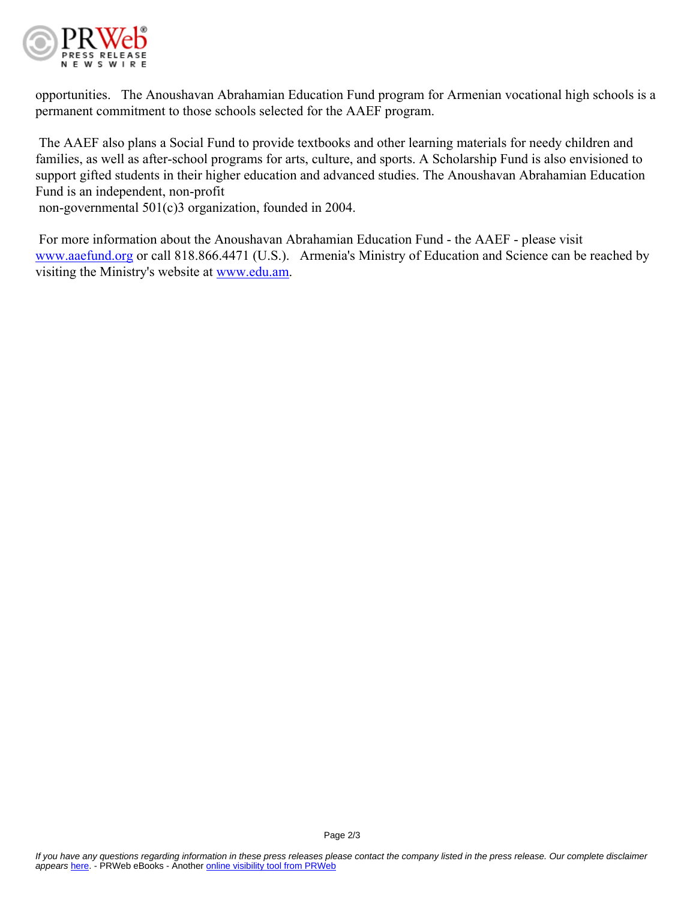opportunities. The Anoushavan Abrahamian Education Fund program for Armenian vocational high schools is a permanent commitment to those schools selected for the AAEF program.

The AAEF also plans a Social Fund to provide textbooks and other learning materials for needy children and families, as well as after-school programs for arts, culture, and sports. A Scholarship Fund is also envisioned to support gifted students in their higher education and advanced studies. The Anoushavan Abrahamian Education Fund is an independent, non-profit non-governmental 501(c)3 organization, founded in 2004.

For more information about the Anoushavan Abrahamian Education Fund - the AAEF - please visit [www.aaefund.org](www.aaefund.org) or call 818.866.4471 (U.S.). Armenia's Ministry of Education and Science can be reached by visiting the Ministry's website at [www.edu.am](www.edu.am).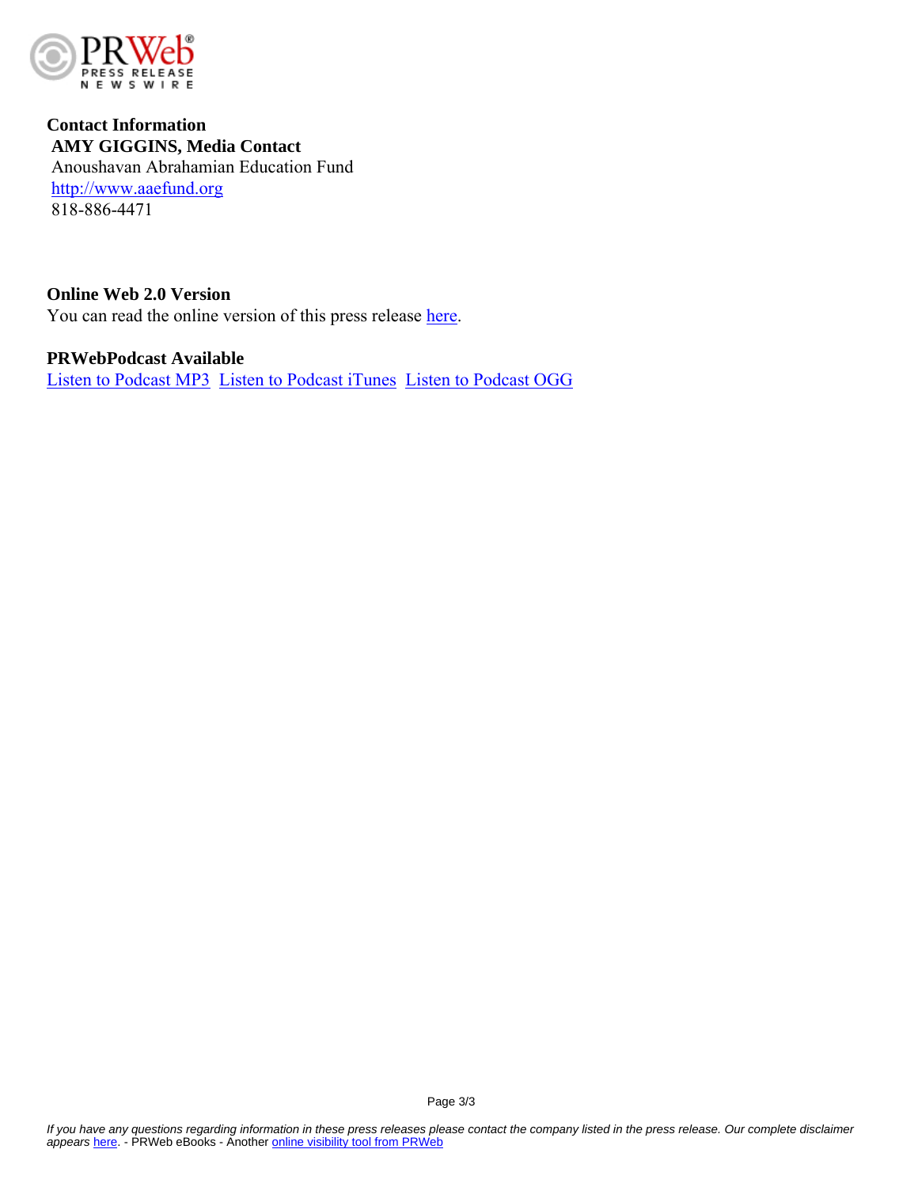**Contact Information**
**AMY GIGGINS, Media Contact**
Anoushavan Abrahamian Education Fund
http://www.aaefund.org
818-886-4471

**Online Web 2.0 Version**
You can read the online version of this press release here.

**PRWebPodcast Available**
Listen to Podcast MP3 Listen to Podcast iTunes Listen to Podcast OGG

*If you have any questions regarding information in these press releases please contact the company listed in the press release. Our complete disclaimer appears* here. - PRWeb eBooks - Another online visibility tool from PRWeb